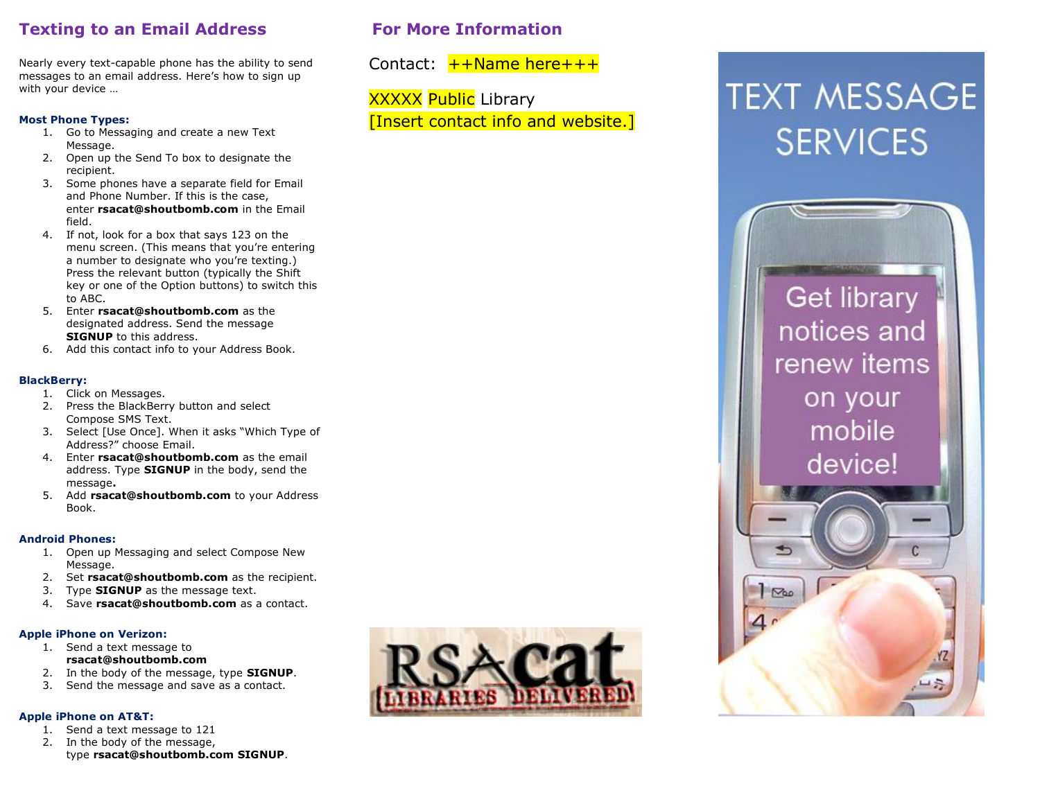## Texting to an Email Address

Nearly every text-capable phone has the ability to send messages to an email address. Here's how to sign up with your device …

### Most Phone Types:

1. Go to Messaging and create a new Text Message.
2. Open up the Send To box to designate the recipient.
3. Some phones have a separate field for Email and Phone Number. If this is the case, enter **rsacat@shoutbomb.com** in the Email field.
4. If not, look for a box that says 123 on the menu screen. (This means that you're entering a number to designate who you're texting.) Press the relevant button (typically the Shift key or one of the Option buttons) to switch this to ABC.
5. Enter **rsacat@shoutbomb.com** as the designated address. Send the message **SIGNUP** to this address.
6. Add this contact info to your Address Book.

### BlackBerry:

1. Click on Messages.
2. Press the BlackBerry button and select Compose SMS Text.
3. Select [Use Once]. When it asks "Which Type of Address?" choose Email.
4. Enter **rsacat@shoutbomb.com** as the email address. Type **SIGNUP** in the body, send the message**.**
5. Add **rsacat@shoutbomb.com** to your Address Book.

### Android Phones:

1. Open up Messaging and select Compose New Message.
2. Set **rsacat@shoutbomb.com** as the recipient.
3. Type **SIGNUP** as the message text.
4. Save **rsacat@shoutbomb.com** as a contact.

### Apple iPhone on Verizon:

1. Send a text message to **rsacat@shoutbomb.com**
2. In the body of the message, type **SIGNUP**.
3. Send the message and save as a contact.

### Apple iPhone on AT&T:

1. Send a text message to 121
2. In the body of the message, type **rsacat@shoutbomb.com SIGNUP**.

## For More Information

Contact: ++Name here+++

XXXXX Public Library
[Insert contact info and website.]

RSAcat
LIBRARIES DELIVERED

# TEXT MESSAGE SERVICES

Get library notices and renew items on your mobile device!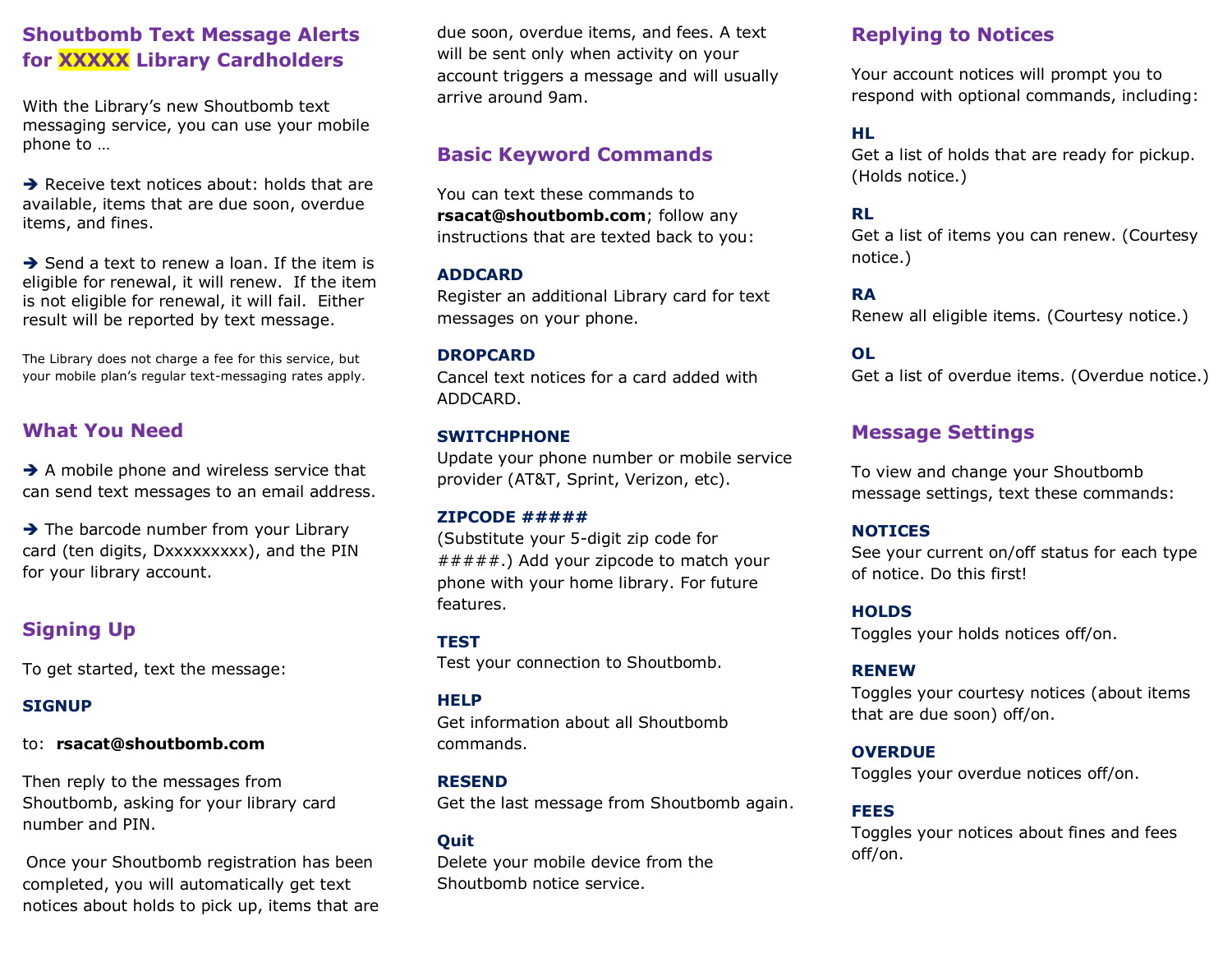## Shoutbomb Text Message Alerts for XXXXX Library Cardholders

With the Library's new Shoutbomb text messaging service, you can use your mobile phone to …

➔ Receive text notices about: holds that are available, items that are due soon, overdue items, and fines.

➔ Send a text to renew a loan. If the item is eligible for renewal, it will renew. If the item is not eligible for renewal, it will fail. Either result will be reported by text message.

The Library does not charge a fee for this service, but your mobile plan's regular text-messaging rates apply.

## What You Need

➔ A mobile phone and wireless service that can send text messages to an email address.

➔ The barcode number from your Library card (ten digits, Dxxxxxxxxx), and the PIN for your library account.

## Signing Up

To get started, text the message:

**SIGNUP**

to: **rsacat@shoutbomb.com**

Then reply to the messages from Shoutbomb, asking for your library card number and PIN.

Once your Shoutbomb registration has been completed, you will automatically get text notices about holds to pick up, items that are due soon, overdue items, and fees. A text will be sent only when activity on your account triggers a message and will usually arrive around 9am.

## Basic Keyword Commands

You can text these commands to **rsacat@shoutbomb.com**; follow any instructions that are texted back to you:

**ADDCARD**
Register an additional Library card for text messages on your phone.

**DROPCARD**
Cancel text notices for a card added with ADDCARD.

**SWITCHPHONE**
Update your phone number or mobile service provider (AT&T, Sprint, Verizon, etc).

**ZIPCODE #####**
(Substitute your 5-digit zip code for #####.) Add your zipcode to match your phone with your home library. For future features.

**TEST**
Test your connection to Shoutbomb.

**HELP**
Get information about all Shoutbomb commands.

**RESEND**
Get the last message from Shoutbomb again.

**Quit**
Delete your mobile device from the Shoutbomb notice service.

## Replying to Notices

Your account notices will prompt you to respond with optional commands, including:

**HL**
Get a list of holds that are ready for pickup. (Holds notice.)

**RL**
Get a list of items you can renew. (Courtesy notice.)

**RA**
Renew all eligible items. (Courtesy notice.)

**OL**
Get a list of overdue items. (Overdue notice.)

## Message Settings

To view and change your Shoutbomb message settings, text these commands:

**NOTICES**
See your current on/off status for each type of notice. Do this first!

**HOLDS**
Toggles your holds notices off/on.

**RENEW**
Toggles your courtesy notices (about items that are due soon) off/on.

**OVERDUE**
Toggles your overdue notices off/on.

**FEES**
Toggles your notices about fines and fees off/on.